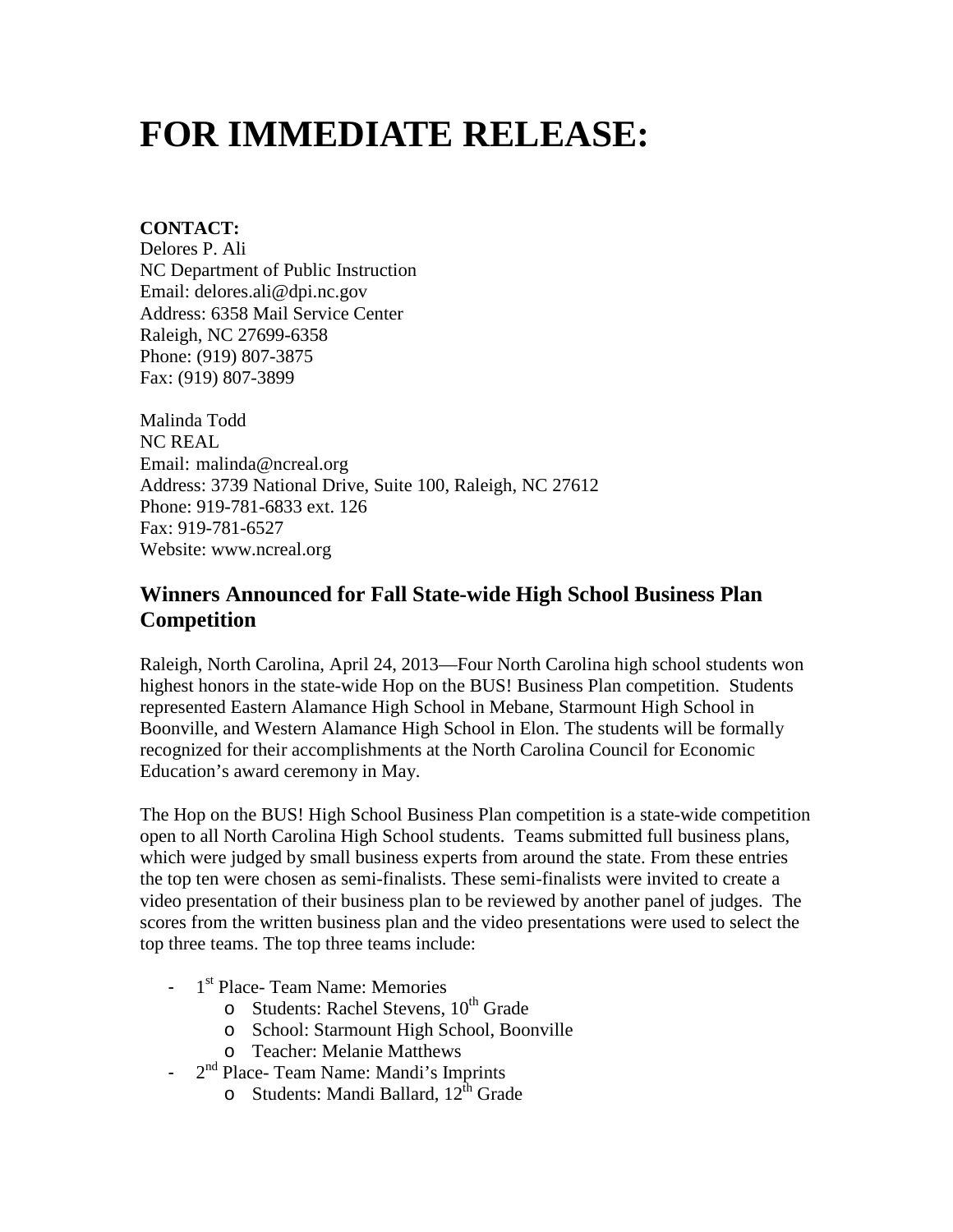# FOR IMMEDIATE RELEASE:

**CONTACT:**
Delores P. Ali
NC Department of Public Instruction
Email: delores.ali@dpi.nc.gov
Address: 6358 Mail Service Center
Raleigh, NC 27699-6358
Phone: (919) 807-3875
Fax: (919) 807-3899

Malinda Todd
NC REAL
Email: malinda@ncreal.org
Address: 3739 National Drive, Suite 100, Raleigh, NC 27612
Phone: 919-781-6833 ext. 126
Fax: 919-781-6527
Website: www.ncreal.org

## Winners Announced for Fall State-wide High School Business Plan Competition

Raleigh, North Carolina, April 24, 2013—Four North Carolina high school students won highest honors in the state-wide Hop on the BUS! Business Plan competition. Students represented Eastern Alamance High School in Mebane, Starmount High School in Boonville, and Western Alamance High School in Elon. The students will be formally recognized for their accomplishments at the North Carolina Council for Economic Education's award ceremony in May.

The Hop on the BUS! High School Business Plan competition is a state-wide competition open to all North Carolina High School students. Teams submitted full business plans, which were judged by small business experts from around the state. From these entries the top ten were chosen as semi-finalists. These semi-finalists were invited to create a video presentation of their business plan to be reviewed by another panel of judges. The scores from the written business plan and the video presentations were used to select the top three teams. The top three teams include:

- 1st Place- Team Name: Memories
    - Students: Rachel Stevens, 10th Grade
    - School: Starmount High School, Boonville
    - Teacher: Melanie Matthews
- 2nd Place- Team Name: Mandi's Imprints
    - Students: Mandi Ballard, 12th Grade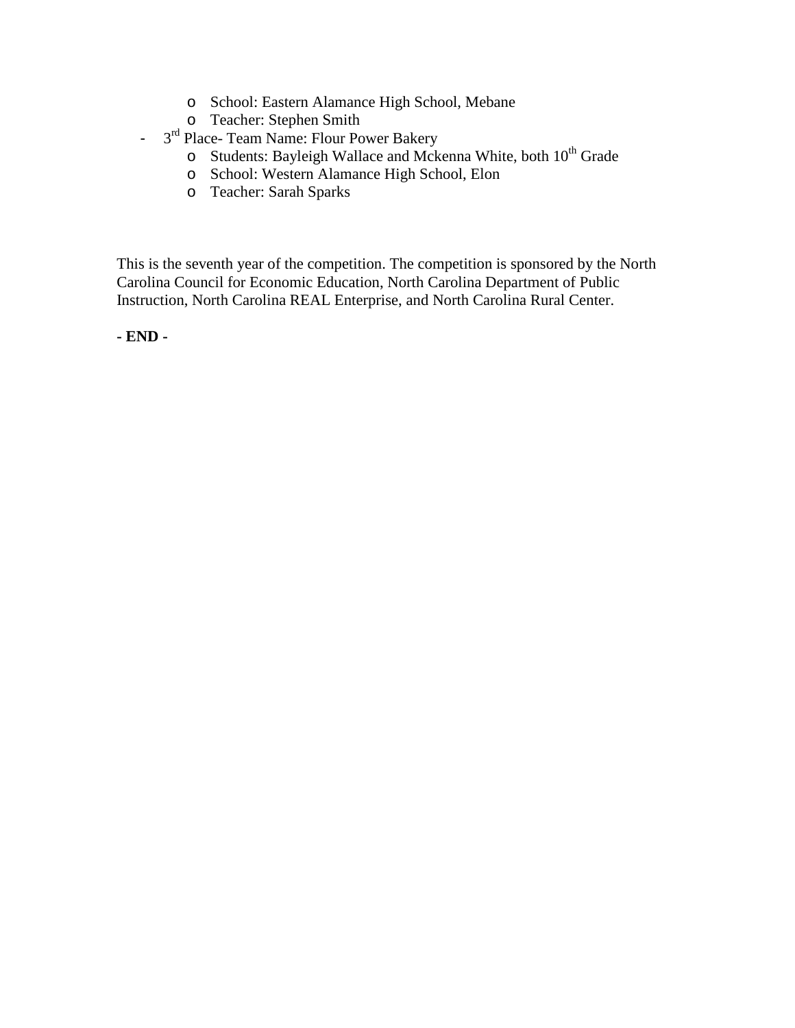- School: Eastern Alamance High School, Mebane
  - Teacher: Stephen Smith
- 3rd Place- Team Name: Flour Power Bakery
  - Students: Bayleigh Wallace and Mckenna White, both 10th Grade
  - School: Western Alamance High School, Elon
  - Teacher: Sarah Sparks

This is the seventh year of the competition. The competition is sponsored by the North Carolina Council for Economic Education, North Carolina Department of Public Instruction, North Carolina REAL Enterprise, and North Carolina Rural Center.

**- END -**